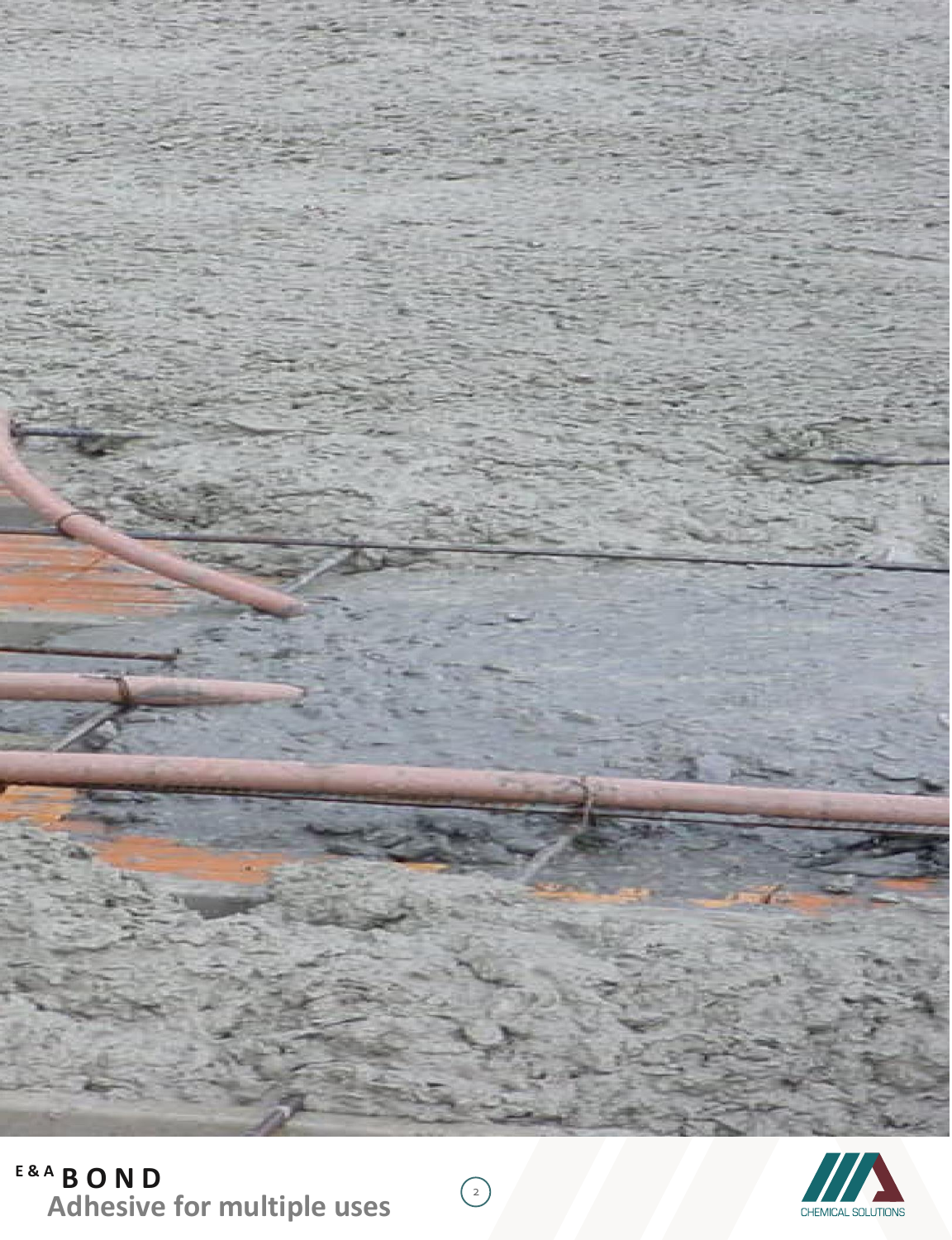E&A BOND

Adhesive for multiple uses

CHEMICAL SOLUTIONS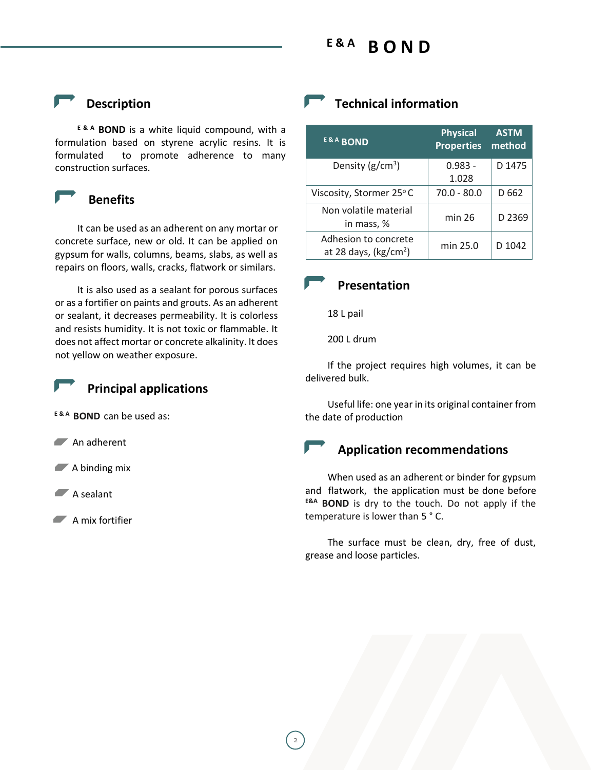# E & A BOND

## Description

E & A **BOND** is a white liquid compound, with a formulation based on styrene acrylic resins. It is formulated to promote adherence to many construction surfaces.

## Benefits

It can be used as an adherent on any mortar or concrete surface, new or old. It can be applied on gypsum for walls, columns, beams, slabs, as well as repairs on floors, walls, cracks, flatwork or similars.

It is also used as a sealant for porous surfaces or as a fortifier on paints and grouts. As an adherent or sealant, it decreases permeability. It is colorless and resists humidity. It is not toxic or flammable. It does not affect mortar or concrete alkalinity. It does not yellow on weather exposure.

## Principal applications

E & A **BOND** can be used as:

- An adherent
- A binding mix
- A sealant
- A mix fortifier

## Technical information

| E & A BOND | Physical Properties | ASTM method |
|---|---|---|
| Density (g/cm$^3$) | 0.983 - 1.028 | D 1475 |
| Viscosity, Stormer 25° C | 70.0 - 80.0 | D 662 |
| Non volatile material in mass, % | min 26 | D 2369 |
| Adhesion to concrete at 28 days, (kg/cm$^2$) | min 25.0 | D 1042 |

## Presentation

18 L pail

200 L drum

If the project requires high volumes, it can be delivered bulk.

Useful life: one year in its original container from the date of production

## Application recommendations

When used as an adherent or binder for gypsum and flatwork, the application must be done before E&A **BOND** is dry to the touch. Do not apply if the temperature is lower than 5 ° C.

The surface must be clean, dry, free of dust, grease and loose particles.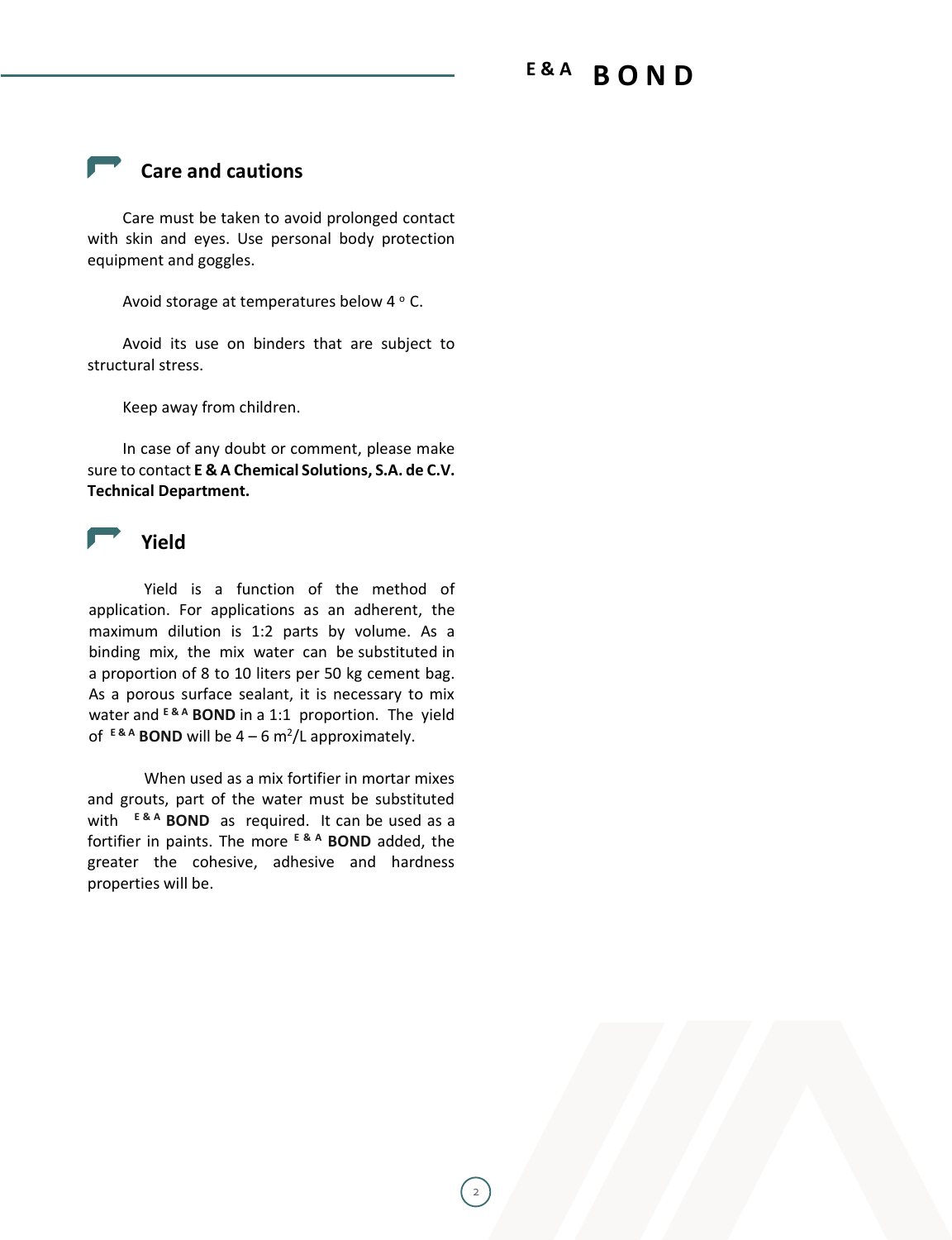## Care and cautions

Care must be taken to avoid prolonged contact with skin and eyes. Use personal body protection equipment and goggles.

Avoid storage at temperatures below 4 ° C.

Avoid its use on binders that are subject to structural stress.

Keep away from children.

In case of any doubt or comment, please make sure to contact **E & A Chemical Solutions, S.A. de C.V. Technical Department.**

## Yield

Yield is a function of the method of application. For applications as an adherent, the maximum dilution is 1:2 parts by volume. As a binding mix, the mix water can be substituted in a proportion of 8 to 10 liters per 50 kg cement bag. As a porous surface sealant, it is necessary to mix water and **E & A BOND** in a 1:1 proportion. The yield of **E & A BOND** will be 4 – 6 $m^2$/L approximately.

When used as a mix fortifier in mortar mixes and grouts, part of the water must be substituted with **E & A BOND** as required. It can be used as a fortifier in paints. The more **E & A BOND** added, the greater the cohesive, adhesive and hardness properties will be.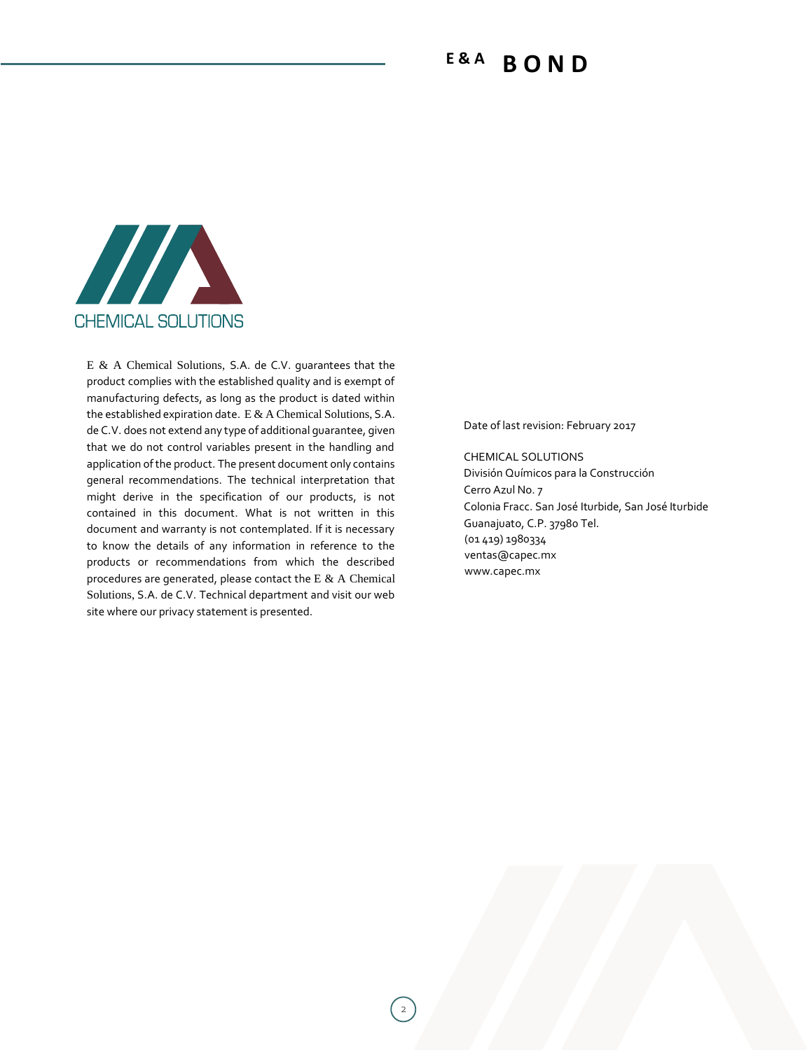CHEMICAL SOLUTIONS

E & A Chemical Solutions, S.A. de C.V. guarantees that the product complies with the established quality and is exempt of manufacturing defects, as long as the product is dated within the established expiration date. E & A Chemical Solutions, S.A. de C.V. does not extend any type of additional guarantee, given that we do not control variables present in the handling and application of the product. The present document only contains general recommendations. The technical interpretation that might derive in the specification of our products, is not contained in this document. What is not written in this document and warranty is not contemplated. If it is necessary to know the details of any information in reference to the products or recommendations from which the described procedures are generated, please contact the E & A Chemical Solutions, S.A. de C.V. Technical department and visit our web site where our privacy statement is presented.

Date of last revision: February 2017

CHEMICAL SOLUTIONS
División Químicos para la Construcción
Cerro Azul No. 7
Colonia Fracc. San José Iturbide, San José Iturbide
Guanajuato, C.P. 37980 Tel.
(01 419) 1980334
ventas@capec.mx
www.capec.mx